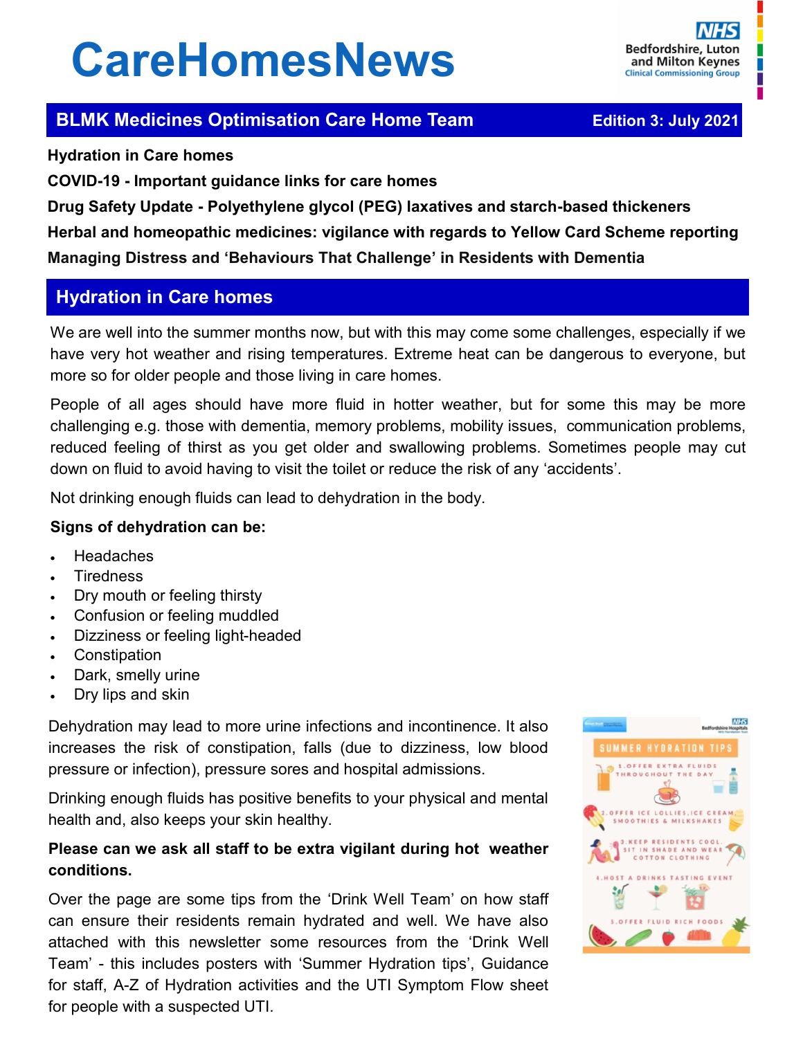# CareHomesNews

## BLMK Medicines Optimisation Care Home Team — Edition 3: July 2021

**Hydration in Care homes**

**COVID-19 - Important guidance links for care homes**

**Drug Safety Update - Polyethylene glycol (PEG) laxatives and starch-based thickeners**

**Herbal and homeopathic medicines: vigilance with regards to Yellow Card Scheme reporting**

**Managing Distress and 'Behaviours That Challenge' in Residents with Dementia**

## Hydration in Care homes

We are well into the summer months now, but with this may come some challenges, especially if we have very hot weather and rising temperatures. Extreme heat can be dangerous to everyone, but more so for older people and those living in care homes.

People of all ages should have more fluid in hotter weather, but for some this may be more challenging e.g. those with dementia, memory problems, mobility issues, communication problems, reduced feeling of thirst as you get older and swallowing problems. Sometimes people may cut down on fluid to avoid having to visit the toilet or reduce the risk of any 'accidents'.

Not drinking enough fluids can lead to dehydration in the body.

**Signs of dehydration can be:**

- Headaches
- Tiredness
- Dry mouth or feeling thirsty
- Confusion or feeling muddled
- Dizziness or feeling light-headed
- Constipation
- Dark, smelly urine
- Dry lips and skin

Dehydration may lead to more urine infections and incontinence. It also increases the risk of constipation, falls (due to dizziness, low blood pressure or infection), pressure sores and hospital admissions.

Drinking enough fluids has positive benefits to your physical and mental health and, also keeps your skin healthy.

**Please can we ask all staff to be extra vigilant during hot weather conditions.**

Over the page are some tips from the 'Drink Well Team' on how staff can ensure their residents remain hydrated and well. We have also attached with this newsletter some resources from the 'Drink Well Team' - this includes posters with 'Summer Hydration tips', Guidance for staff, A-Z of Hydration activities and the UTI Symptom Flow sheet for people with a suspected UTI.

SUMMER HYDRATION TIPS

1. OFFER EXTRA FLUIDS THROUGHOUT THE DAY
2. OFFER ICE LOLLIES, ICE CREAM, SMOOTHIES & MILKSHAKES
3. KEEP RESIDENTS COOL, SIT IN SHADE AND WEAR COTTON CLOTHING
4. HOST A DRINKS TASTING EVENT
5. OFFER FLUID RICH FOODS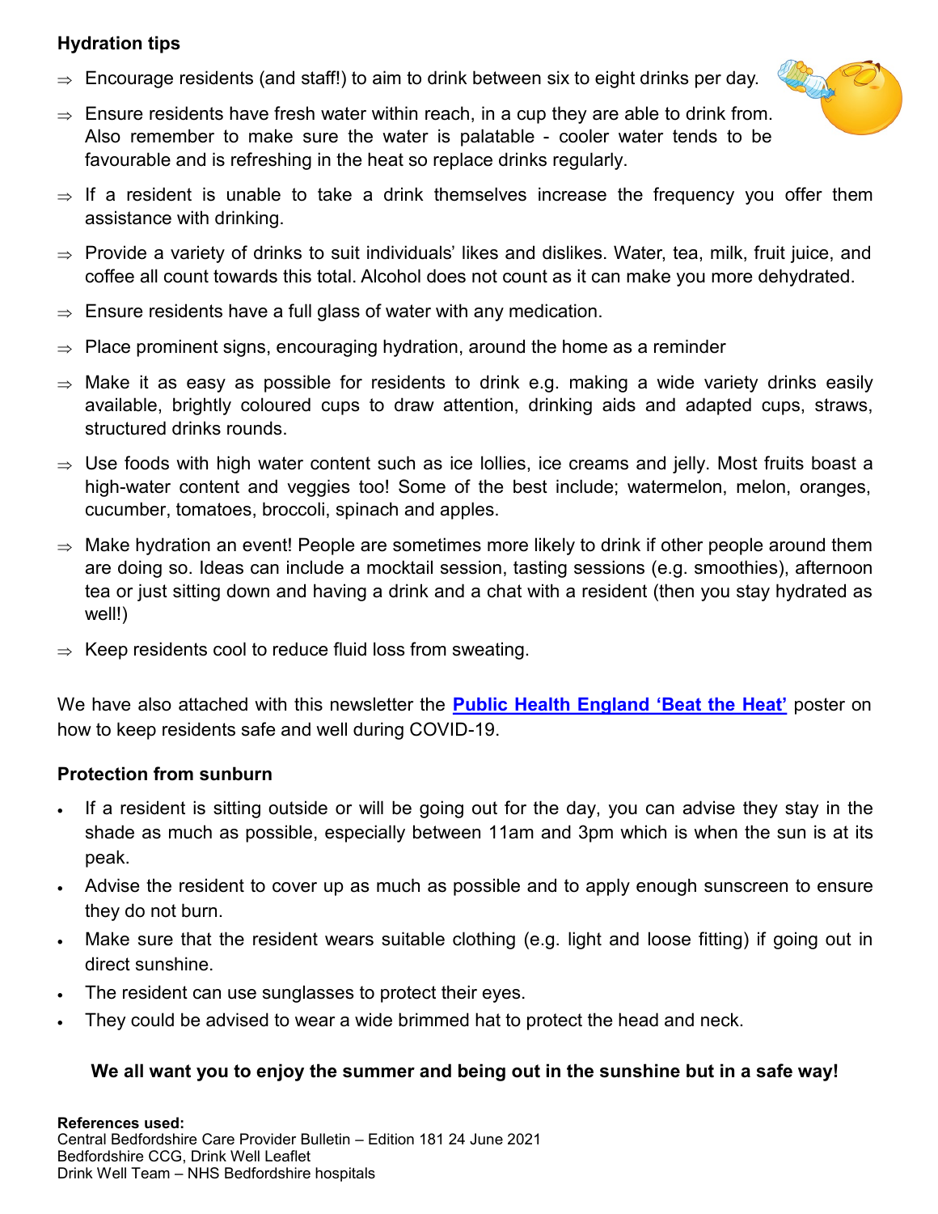## Hydration tips

- ⇒ Encourage residents (and staff!) to aim to drink between six to eight drinks per day.
- ⇒ Ensure residents have fresh water within reach, in a cup they are able to drink from. Also remember to make sure the water is palatable - cooler water tends to be favourable and is refreshing in the heat so replace drinks regularly.
- ⇒ If a resident is unable to take a drink themselves increase the frequency you offer them assistance with drinking.
- ⇒ Provide a variety of drinks to suit individuals' likes and dislikes. Water, tea, milk, fruit juice, and coffee all count towards this total. Alcohol does not count as it can make you more dehydrated.
- ⇒ Ensure residents have a full glass of water with any medication.
- ⇒ Place prominent signs, encouraging hydration, around the home as a reminder
- ⇒ Make it as easy as possible for residents to drink e.g. making a wide variety drinks easily available, brightly coloured cups to draw attention, drinking aids and adapted cups, straws, structured drinks rounds.
- ⇒ Use foods with high water content such as ice lollies, ice creams and jelly. Most fruits boast a high-water content and veggies too! Some of the best include; watermelon, melon, oranges, cucumber, tomatoes, broccoli, spinach and apples.
- ⇒ Make hydration an event! People are sometimes more likely to drink if other people around them are doing so. Ideas can include a mocktail session, tasting sessions (e.g. smoothies), afternoon tea or just sitting down and having a drink and a chat with a resident (then you stay hydrated as well!)
- ⇒ Keep residents cool to reduce fluid loss from sweating.

We have also attached with this newsletter the **Public Health England 'Beat the Heat'** poster on how to keep residents safe and well during COVID-19.

## Protection from sunburn

- If a resident is sitting outside or will be going out for the day, you can advise they stay in the shade as much as possible, especially between 11am and 3pm which is when the sun is at its peak.
- Advise the resident to cover up as much as possible and to apply enough sunscreen to ensure they do not burn.
- Make sure that the resident wears suitable clothing (e.g. light and loose fitting) if going out in direct sunshine.
- The resident can use sunglasses to protect their eyes.
- They could be advised to wear a wide brimmed hat to protect the head and neck.

**We all want you to enjoy the summer and being out in the sunshine but in a safe way!**

**References used:**
Central Bedfordshire Care Provider Bulletin – Edition 181 24 June 2021
Bedfordshire CCG, Drink Well Leaflet
Drink Well Team – NHS Bedfordshire hospitals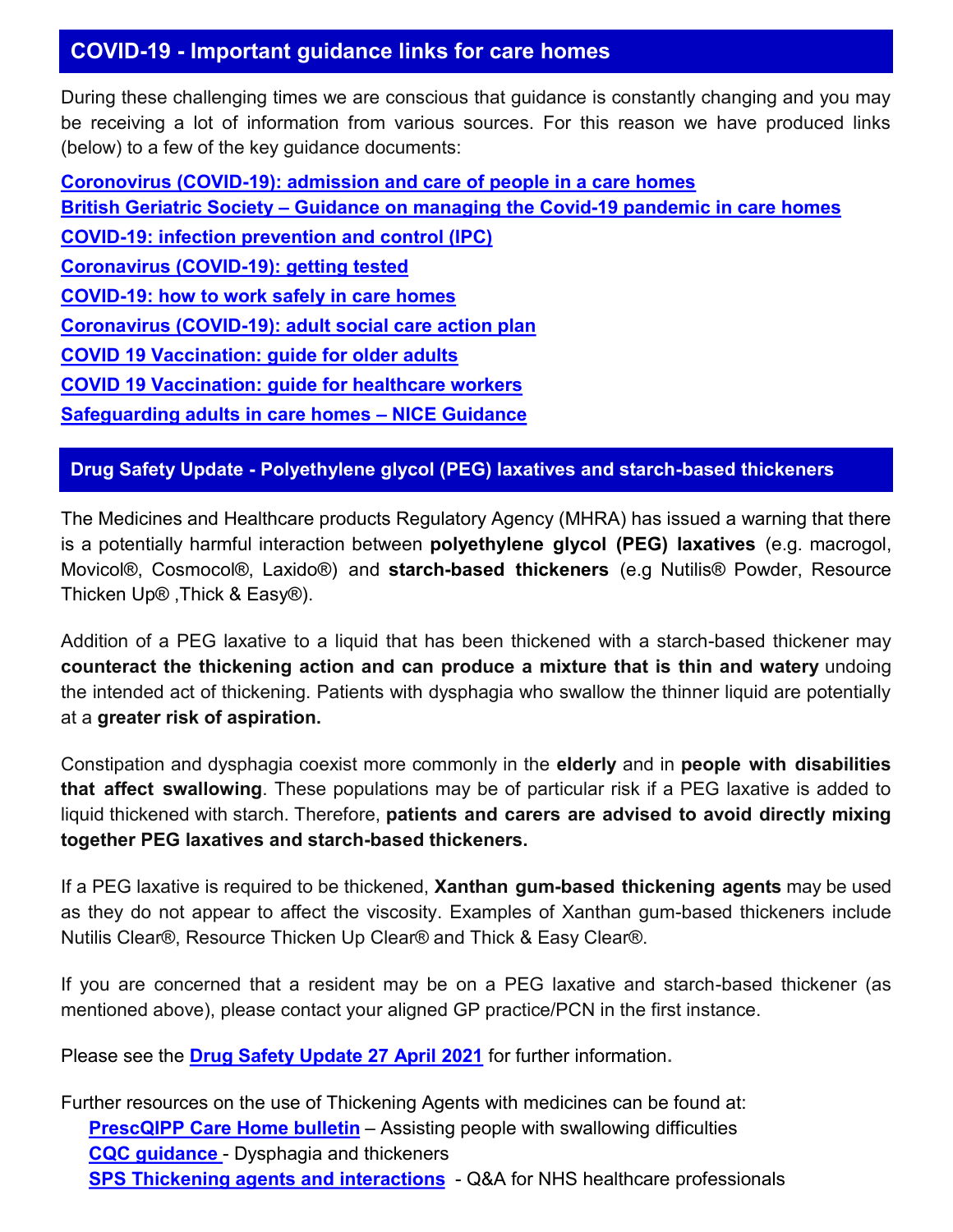## COVID-19 - Important guidance links for care homes

During these challenging times we are conscious that guidance is constantly changing and you may be receiving a lot of information from various sources. For this reason we have produced links (below) to a few of the key guidance documents:

**Coronovirus (COVID-19): admission and care of people in a care homes**
**British Geriatric Society – Guidance on managing the Covid-19 pandemic in care homes**
**COVID-19: infection prevention and control (IPC)**
**Coronavirus (COVID-19): getting tested**
**COVID-19: how to work safely in care homes**
**Coronavirus (COVID-19): adult social care action plan**
**COVID 19 Vaccination: guide for older adults**
**COVID 19 Vaccination: guide for healthcare workers**
**Safeguarding adults in care homes – NICE Guidance**

## Drug Safety Update - Polyethylene glycol (PEG) laxatives and starch-based thickeners

The Medicines and Healthcare products Regulatory Agency (MHRA) has issued a warning that there is a potentially harmful interaction between **polyethylene glycol (PEG) laxatives** (e.g. macrogol, Movicol®, Cosmocol®, Laxido®) and **starch-based thickeners** (e.g Nutilis® Powder, Resource Thicken Up® ,Thick & Easy®).

Addition of a PEG laxative to a liquid that has been thickened with a starch-based thickener may **counteract the thickening action and can produce a mixture that is thin and watery** undoing the intended act of thickening. Patients with dysphagia who swallow the thinner liquid are potentially at a **greater risk of aspiration.**

Constipation and dysphagia coexist more commonly in the **elderly** and in **people with disabilities that affect swallowing**. These populations may be of particular risk if a PEG laxative is added to liquid thickened with starch. Therefore, **patients and carers are advised to avoid directly mixing together PEG laxatives and starch-based thickeners.**

If a PEG laxative is required to be thickened, **Xanthan gum-based thickening agents** may be used as they do not appear to affect the viscosity. Examples of Xanthan gum-based thickeners include Nutilis Clear®, Resource Thicken Up Clear® and Thick & Easy Clear®.

If you are concerned that a resident may be on a PEG laxative and starch-based thickener (as mentioned above), please contact your aligned GP practice/PCN in the first instance.

Please see the **Drug Safety Update 27 April 2021** for further information.

Further resources on the use of Thickening Agents with medicines can be found at:

- **PrescQIPP Care Home bulletin** – Assisting people with swallowing difficulties
- **CQC guidance** - Dysphagia and thickeners
- **SPS Thickening agents and interactions** - Q&A for NHS healthcare professionals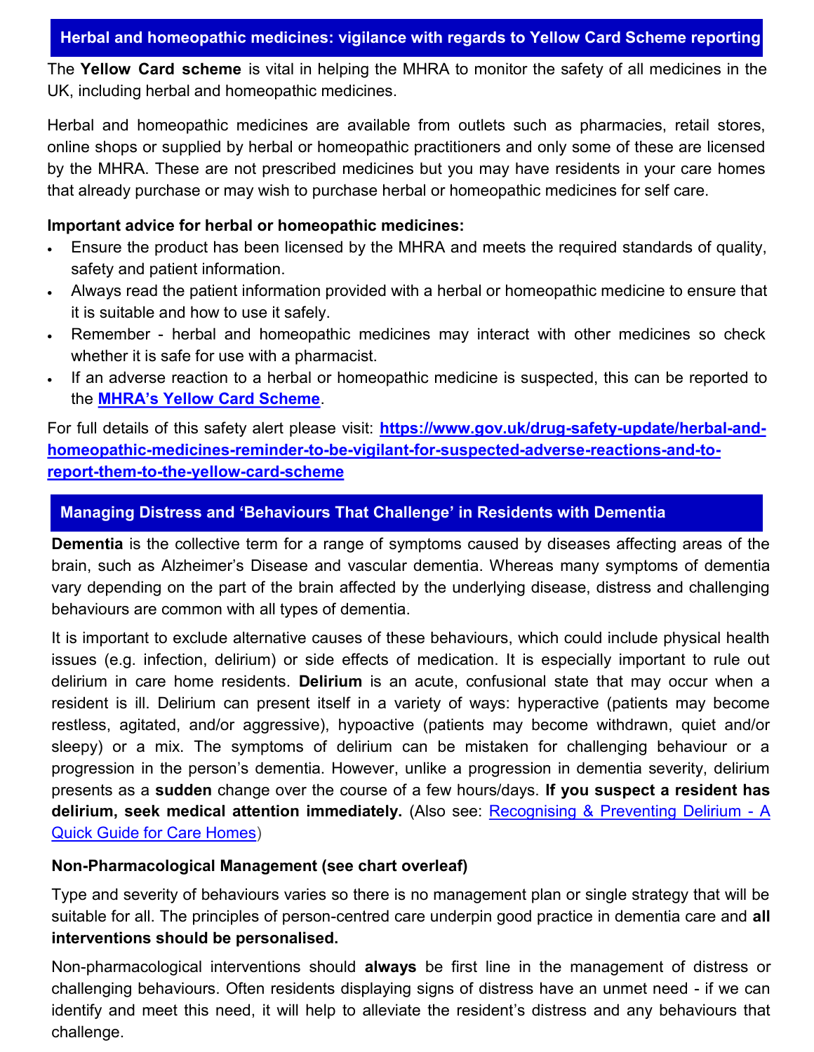## Herbal and homeopathic medicines: vigilance with regards to Yellow Card Scheme reporting

The **Yellow Card scheme** is vital in helping the MHRA to monitor the safety of all medicines in the UK, including herbal and homeopathic medicines.

Herbal and homeopathic medicines are available from outlets such as pharmacies, retail stores, online shops or supplied by herbal or homeopathic practitioners and only some of these are licensed by the MHRA. These are not prescribed medicines but you may have residents in your care homes that already purchase or may wish to purchase herbal or homeopathic medicines for self care.

**Important advice for herbal or homeopathic medicines:**

- Ensure the product has been licensed by the MHRA and meets the required standards of quality, safety and patient information.
- Always read the patient information provided with a herbal or homeopathic medicine to ensure that it is suitable and how to use it safely.
- Remember - herbal and homeopathic medicines may interact with other medicines so check whether it is safe for use with a pharmacist.
- If an adverse reaction to a herbal or homeopathic medicine is suspected, this can be reported to the **MHRA's Yellow Card Scheme**.

For full details of this safety alert please visit: **https://www.gov.uk/drug-safety-update/herbal-and-homeopathic-medicines-reminder-to-be-vigilant-for-suspected-adverse-reactions-and-to-report-them-to-the-yellow-card-scheme**

## Managing Distress and 'Behaviours That Challenge' in Residents with Dementia

**Dementia** is the collective term for a range of symptoms caused by diseases affecting areas of the brain, such as Alzheimer's Disease and vascular dementia. Whereas many symptoms of dementia vary depending on the part of the brain affected by the underlying disease, distress and challenging behaviours are common with all types of dementia.

It is important to exclude alternative causes of these behaviours, which could include physical health issues (e.g. infection, delirium) or side effects of medication. It is especially important to rule out delirium in care home residents. **Delirium** is an acute, confusional state that may occur when a resident is ill. Delirium can present itself in a variety of ways: hyperactive (patients may become restless, agitated, and/or aggressive), hypoactive (patients may become withdrawn, quiet and/or sleepy) or a mix. The symptoms of delirium can be mistaken for challenging behaviour or a progression in the person's dementia. However, unlike a progression in dementia severity, delirium presents as a **sudden** change over the course of a few hours/days. **If you suspect a resident has delirium, seek medical attention immediately.** (Also see: Recognising & Preventing Delirium - A Quick Guide for Care Homes)

**Non-Pharmacological Management (see chart overleaf)**

Type and severity of behaviours varies so there is no management plan or single strategy that will be suitable for all. The principles of person-centred care underpin good practice in dementia care and **all interventions should be personalised.**

Non-pharmacological interventions should **always** be first line in the management of distress or challenging behaviours. Often residents displaying signs of distress have an unmet need - if we can identify and meet this need, it will help to alleviate the resident's distress and any behaviours that challenge.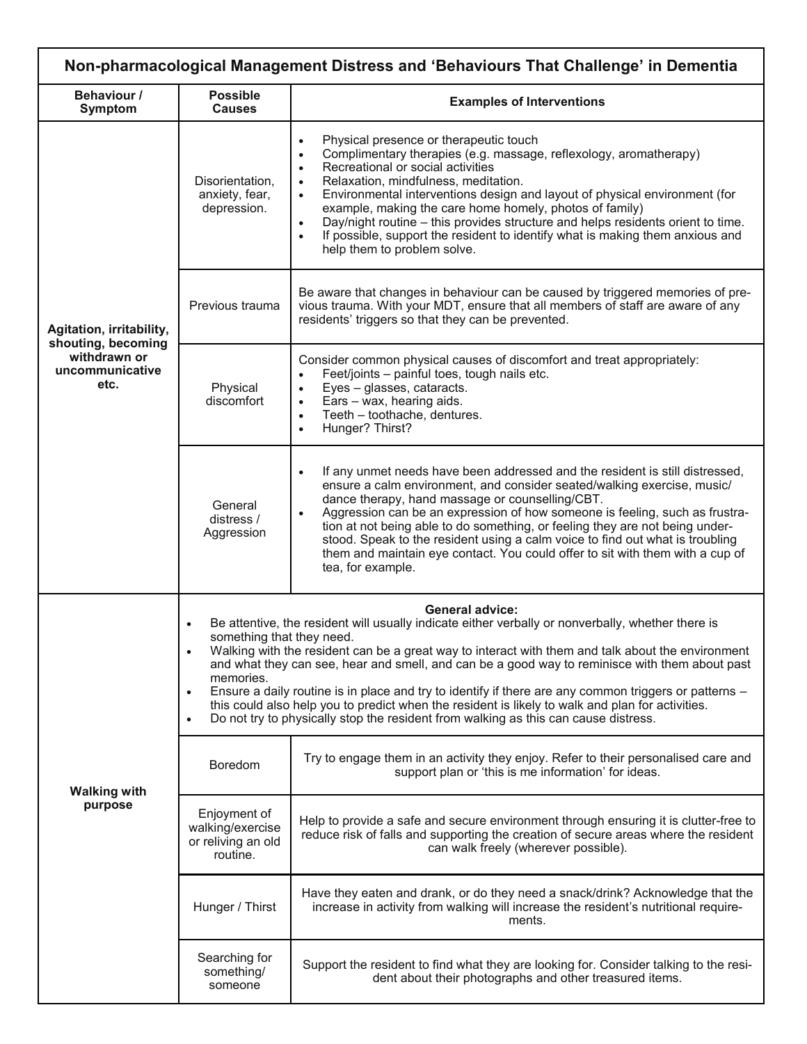## Non-pharmacological Management Distress and 'Behaviours That Challenge' in Dementia

| Behaviour / Symptom | Possible Causes | Examples of Interventions |
|---|---|---|
| **Agitation, irritability, shouting, becoming withdrawn or uncommunicative etc.** | Disorientation, anxiety, fear, depression. | • Physical presence or therapeutic touch<br>• Complimentary therapies (e.g. massage, reflexology, aromatherapy)<br>• Recreational or social activities<br>• Relaxation, mindfulness, meditation.<br>• Environmental interventions design and layout of physical environment (for example, making the care home homely, photos of family)<br>• Day/night routine – this provides structure and helps residents orient to time.<br>• If possible, support the resident to identify what is making them anxious and help them to problem solve. |
| | Previous trauma | Be aware that changes in behaviour can be caused by triggered memories of previous trauma. With your MDT, ensure that all members of staff are aware of any residents' triggers so that they can be prevented. |
| | Physical discomfort | Consider common physical causes of discomfort and treat appropriately:<br>• Feet/joints – painful toes, tough nails etc.<br>• Eyes – glasses, cataracts.<br>• Ears – wax, hearing aids.<br>• Teeth – toothache, dentures.<br>• Hunger? Thirst? |
| | General distress / Aggression | • If any unmet needs have been addressed and the resident is still distressed, ensure a calm environment, and consider seated/walking exercise, music/ dance therapy, hand massage or counselling/CBT.<br>• Aggression can be an expression of how someone is feeling, such as frustration at not being able to do something, or feeling they are not being understood. Speak to the resident using a calm voice to find out what is troubling them and maintain eye contact. You could offer to sit with them with a cup of tea, for example. |
| **Walking with purpose** | **General advice:**<br>• Be attentive, the resident will usually indicate either verbally or nonverbally, whether there is something that they need.<br>• Walking with the resident can be a great way to interact with them and talk about the environment and what they can see, hear and smell, and can be a good way to reminisce with them about past memories.<br>• Ensure a daily routine is in place and try to identify if there are any common triggers or patterns – this could also help you to predict when the resident is likely to walk and plan for activities.<br>• Do not try to physically stop the resident from walking as this can cause distress. | |
| | Boredom | Try to engage them in an activity they enjoy. Refer to their personalised care and support plan or 'this is me information' for ideas. |
| | Enjoyment of walking/exercise or reliving an old routine. | Help to provide a safe and secure environment through ensuring it is clutter-free to reduce risk of falls and supporting the creation of secure areas where the resident can walk freely (wherever possible). |
| | Hunger / Thirst | Have they eaten and drank, or do they need a snack/drink? Acknowledge that the increase in activity from walking will increase the resident's nutritional requirements. |
| | Searching for something/ someone | Support the resident to find what they are looking for. Consider talking to the resident about their photographs and other treasured items. |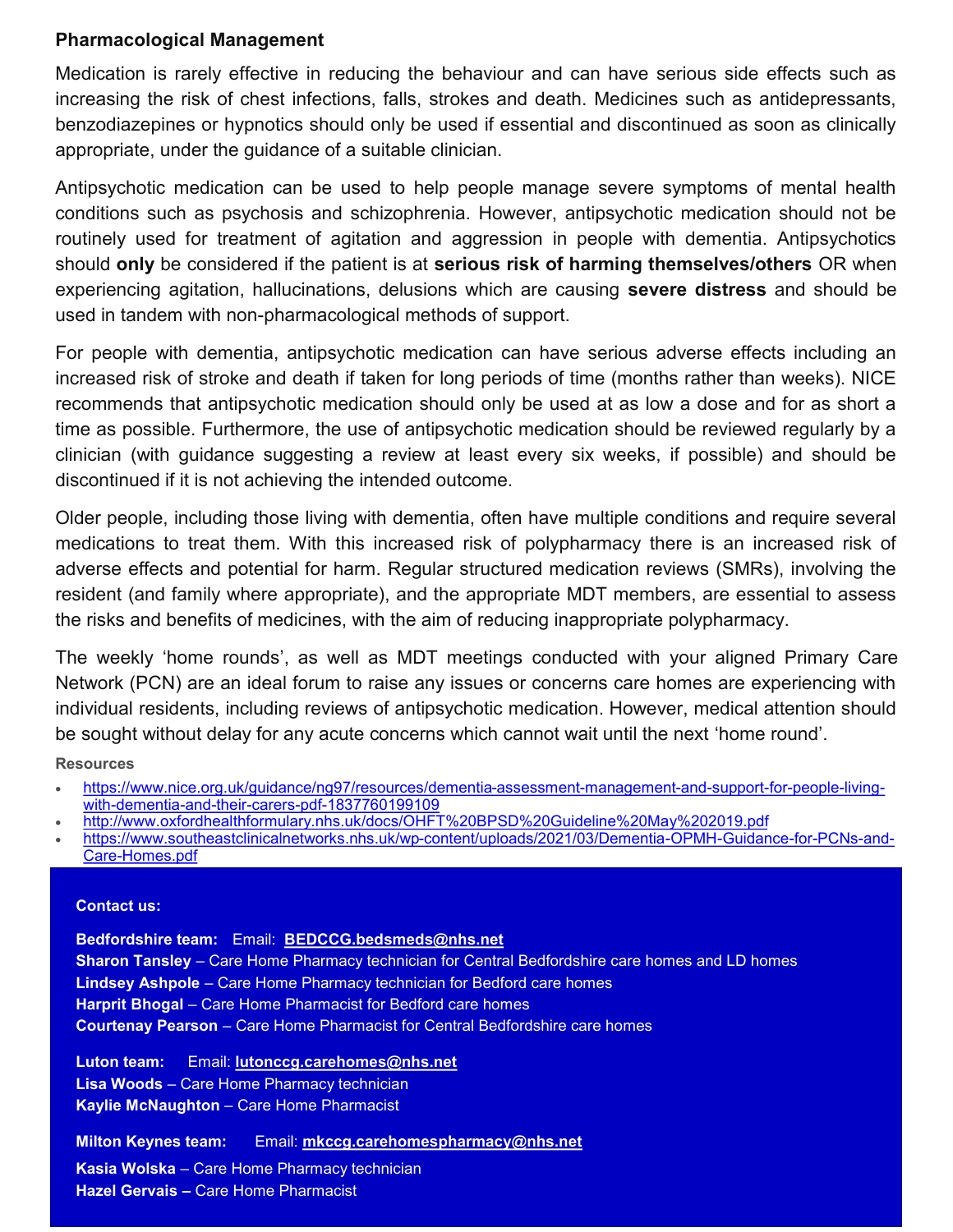**Pharmacological Management**

Medication is rarely effective in reducing the behaviour and can have serious side effects such as increasing the risk of chest infections, falls, strokes and death. Medicines such as antidepressants, benzodiazepines or hypnotics should only be used if essential and discontinued as soon as clinically appropriate, under the guidance of a suitable clinician.

Antipsychotic medication can be used to help people manage severe symptoms of mental health conditions such as psychosis and schizophrenia. However, antipsychotic medication should not be routinely used for treatment of agitation and aggression in people with dementia. Antipsychotics should **only** be considered if the patient is at **serious risk of harming themselves/others** OR when experiencing agitation, hallucinations, delusions which are causing **severe distress** and should be used in tandem with non-pharmacological methods of support.

For people with dementia, antipsychotic medication can have serious adverse effects including an increased risk of stroke and death if taken for long periods of time (months rather than weeks). NICE recommends that antipsychotic medication should only be used at as low a dose and for as short a time as possible. Furthermore, the use of antipsychotic medication should be reviewed regularly by a clinician (with guidance suggesting a review at least every six weeks, if possible) and should be discontinued if it is not achieving the intended outcome.

Older people, including those living with dementia, often have multiple conditions and require several medications to treat them. With this increased risk of polypharmacy there is an increased risk of adverse effects and potential for harm. Regular structured medication reviews (SMRs), involving the resident (and family where appropriate), and the appropriate MDT members, are essential to assess the risks and benefits of medicines, with the aim of reducing inappropriate polypharmacy.

The weekly 'home rounds', as well as MDT meetings conducted with your aligned Primary Care Network (PCN) are an ideal forum to raise any issues or concerns care homes are experiencing with individual residents, including reviews of antipsychotic medication. However, medical attention should be sought without delay for any acute concerns which cannot wait until the next 'home round'.

**Resources**

- https://www.nice.org.uk/guidance/ng97/resources/dementia-assessment-management-and-support-for-people-living-with-dementia-and-their-carers-pdf-1837760199109
- http://www.oxfordhealthformulary.nhs.uk/docs/OHFT%20BPSD%20Guideline%20May%202019.pdf
- https://www.southeastclinicalnetworks.nhs.uk/wp-content/uploads/2021/03/Dementia-OPMH-Guidance-for-PCNs-and-Care-Homes.pdf

**Contact us:**

**Bedfordshire team:** Email: **BEDCCG.bedsmeds@nhs.net**
**Sharon Tansley** – Care Home Pharmacy technician for Central Bedfordshire care homes and LD homes
**Lindsey Ashpole** – Care Home Pharmacy technician for Bedford care homes
**Harprit Bhogal** – Care Home Pharmacist for Bedford care homes
**Courtenay Pearson** – Care Home Pharmacist for Central Bedfordshire care homes

**Luton team:** Email: **lutonccg.carehomes@nhs.net**
**Lisa Woods** – Care Home Pharmacy technician
**Kaylie McNaughton** – Care Home Pharmacist

**Milton Keynes team:** Email: **mkccg.carehomespharmacy@nhs.net**
**Kasia Wolska** – Care Home Pharmacy technician
**Hazel Gervais –** Care Home Pharmacist